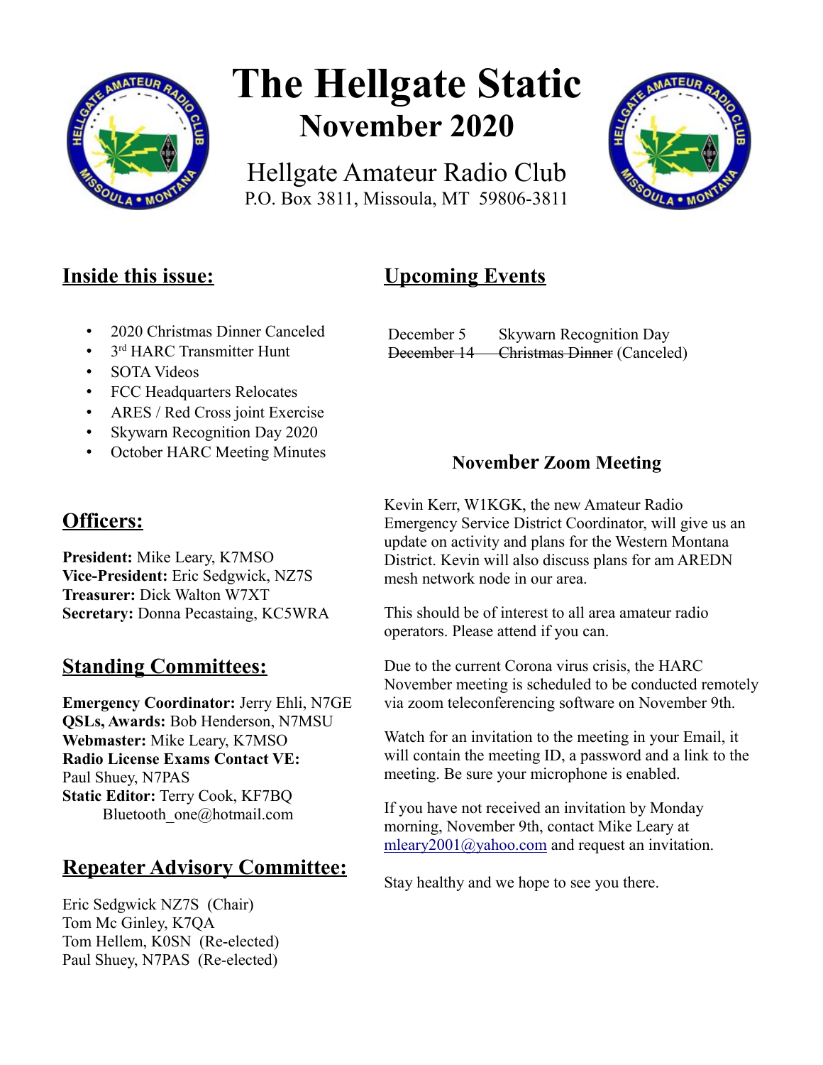# The Hellgate Static

## November 2020

Hellgate Amateur Radio Club
P.O. Box 3811, Missoula, MT 59806-3811

## Inside this issue:

- 2020 Christmas Dinner Canceled
- 3rd HARC Transmitter Hunt
- SOTA Videos
- FCC Headquarters Relocates
- ARES / Red Cross joint Exercise
- Skywarn Recognition Day 2020
- October HARC Meeting Minutes

## Officers:

**President:** Mike Leary, K7MSO
**Vice-President:** Eric Sedgwick, NZ7S
**Treasurer:** Dick Walton W7XT
**Secretary:** Donna Pecastaing, KC5WRA

## Standing Committees:

**Emergency Coordinator:** Jerry Ehli, N7GE
**QSLs, Awards:** Bob Henderson, N7MSU
**Webmaster:** Mike Leary, K7MSO
**Radio License Exams Contact VE:** Paul Shuey, N7PAS
**Static Editor:** Terry Cook, KF7BQ
Bluetooth_one@hotmail.com

## Repeater Advisory Committee:

Eric Sedgwick NZ7S (Chair)
Tom Mc Ginley, K7QA
Tom Hellem, K0SN (Re-elected)
Paul Shuey, N7PAS (Re-elected)

## Upcoming Events

December 5 Skywarn Recognition Day
~~December 14 Christmas Dinner~~ (Canceled)

### November Zoom Meeting

Kevin Kerr, W1KGK, the new Amateur Radio Emergency Service District Coordinator, will give us an update on activity and plans for the Western Montana District. Kevin will also discuss plans for am AREDN mesh network node in our area.

This should be of interest to all area amateur radio operators. Please attend if you can.

Due to the current Corona virus crisis, the HARC November meeting is scheduled to be conducted remotely via zoom teleconferencing software on November 9th.

Watch for an invitation to the meeting in your Email, it will contain the meeting ID, a password and a link to the meeting. Be sure your microphone is enabled.

If you have not received an invitation by Monday morning, November 9th, contact Mike Leary at mleary2001@yahoo.com and request an invitation.

Stay healthy and we hope to see you there.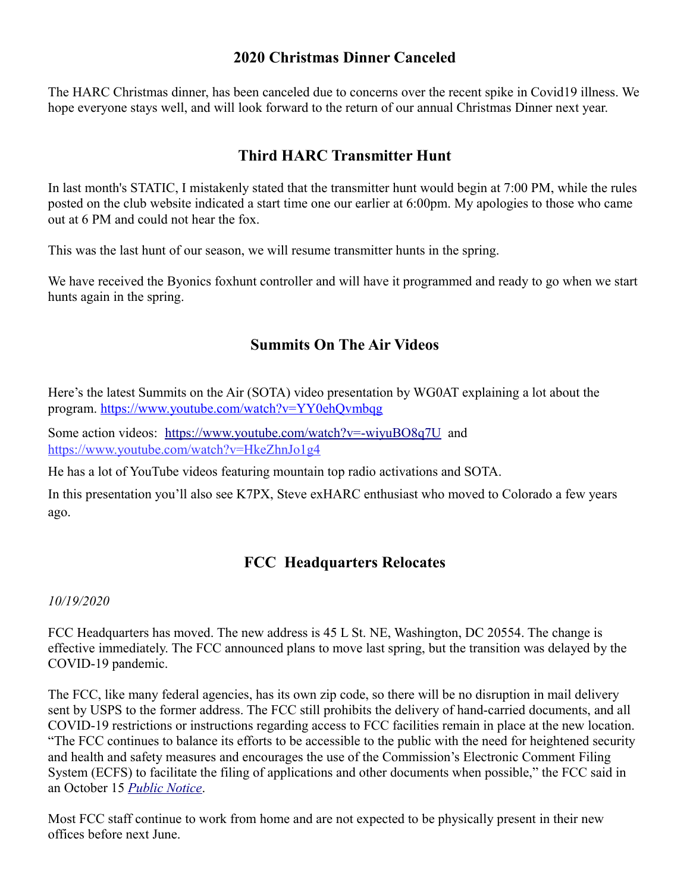## 2020 Christmas Dinner Canceled

The HARC Christmas dinner, has been canceled due to concerns over the recent spike in Covid19 illness. We hope everyone stays well, and will look forward to the return of our annual Christmas Dinner next year.

## Third HARC Transmitter Hunt

In last month's STATIC, I mistakenly stated that the transmitter hunt would begin at 7:00 PM, while the rules posted on the club website indicated a start time one our earlier at 6:00pm. My apologies to those who came out at 6 PM and could not hear the fox.

This was the last hunt of our season, we will resume transmitter hunts in the spring.

We have received the Byonics foxhunt controller and will have it programmed and ready to go when we start hunts again in the spring.

## Summits On The Air Videos

Here's the latest Summits on the Air (SOTA) video presentation by WG0AT explaining a lot about the program. https://www.youtube.com/watch?v=YY0ehQvmbqg

Some action videos: https://www.youtube.com/watch?v=-wiyuBO8q7U and https://www.youtube.com/watch?v=HkeZhnJo1g4

He has a lot of YouTube videos featuring mountain top radio activations and SOTA.

In this presentation you'll also see K7PX, Steve exHARC enthusiast who moved to Colorado a few years ago.

## FCC Headquarters Relocates

*10/19/2020*

FCC Headquarters has moved. The new address is 45 L St. NE, Washington, DC 20554. The change is effective immediately. The FCC announced plans to move last spring, but the transition was delayed by the COVID-19 pandemic.

The FCC, like many federal agencies, has its own zip code, so there will be no disruption in mail delivery sent by USPS to the former address. The FCC still prohibits the delivery of hand-carried documents, and all COVID-19 restrictions or instructions regarding access to FCC facilities remain in place at the new location. "The FCC continues to balance its efforts to be accessible to the public with the need for heightened security and health and safety measures and encourages the use of the Commission's Electronic Comment Filing System (ECFS) to facilitate the filing of applications and other documents when possible," the FCC said in an October 15 *Public Notice*.

Most FCC staff continue to work from home and are not expected to be physically present in their new offices before next June.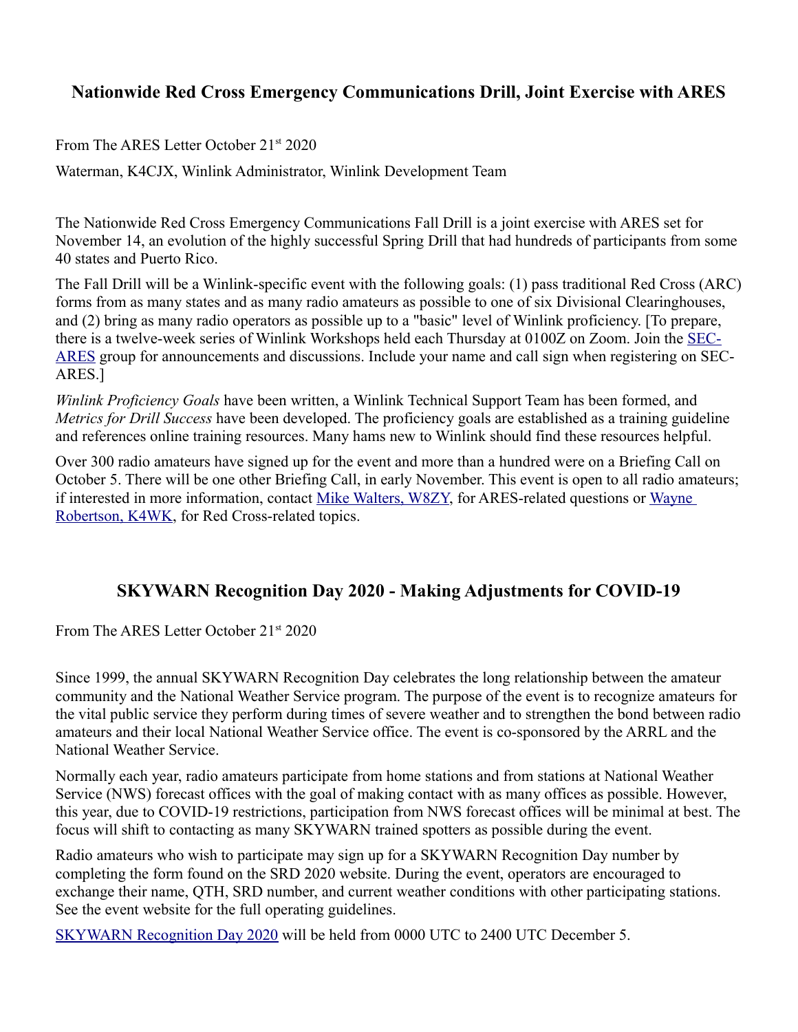## Nationwide Red Cross Emergency Communications Drill, Joint Exercise with ARES

From The ARES Letter October 21st 2020

Waterman, K4CJX, Winlink Administrator, Winlink Development Team

The Nationwide Red Cross Emergency Communications Fall Drill is a joint exercise with ARES set for November 14, an evolution of the highly successful Spring Drill that had hundreds of participants from some 40 states and Puerto Rico.

The Fall Drill will be a Winlink-specific event with the following goals: (1) pass traditional Red Cross (ARC) forms from as many states and as many radio amateurs as possible to one of six Divisional Clearinghouses, and (2) bring as many radio operators as possible up to a "basic" level of Winlink proficiency. [To prepare, there is a twelve-week series of Winlink Workshops held each Thursday at 0100Z on Zoom. Join the SEC-ARES group for announcements and discussions. Include your name and call sign when registering on SEC-ARES.]

*Winlink Proficiency Goals* have been written, a Winlink Technical Support Team has been formed, and *Metrics for Drill Success* have been developed. The proficiency goals are established as a training guideline and references online training resources. Many hams new to Winlink should find these resources helpful.

Over 300 radio amateurs have signed up for the event and more than a hundred were on a Briefing Call on October 5. There will be one other Briefing Call, in early November. This event is open to all radio amateurs; if interested in more information, contact Mike Walters, W8ZY, for ARES-related questions or Wayne Robertson, K4WK, for Red Cross-related topics.

## SKYWARN Recognition Day 2020 - Making Adjustments for COVID-19

From The ARES Letter October 21st 2020

Since 1999, the annual SKYWARN Recognition Day celebrates the long relationship between the amateur community and the National Weather Service program. The purpose of the event is to recognize amateurs for the vital public service they perform during times of severe weather and to strengthen the bond between radio amateurs and their local National Weather Service office. The event is co-sponsored by the ARRL and the National Weather Service.

Normally each year, radio amateurs participate from home stations and from stations at National Weather Service (NWS) forecast offices with the goal of making contact with as many offices as possible. However, this year, due to COVID-19 restrictions, participation from NWS forecast offices will be minimal at best. The focus will shift to contacting as many SKYWARN trained spotters as possible during the event.

Radio amateurs who wish to participate may sign up for a SKYWARN Recognition Day number by completing the form found on the SRD 2020 website. During the event, operators are encouraged to exchange their name, QTH, SRD number, and current weather conditions with other participating stations. See the event website for the full operating guidelines.

SKYWARN Recognition Day 2020 will be held from 0000 UTC to 2400 UTC December 5.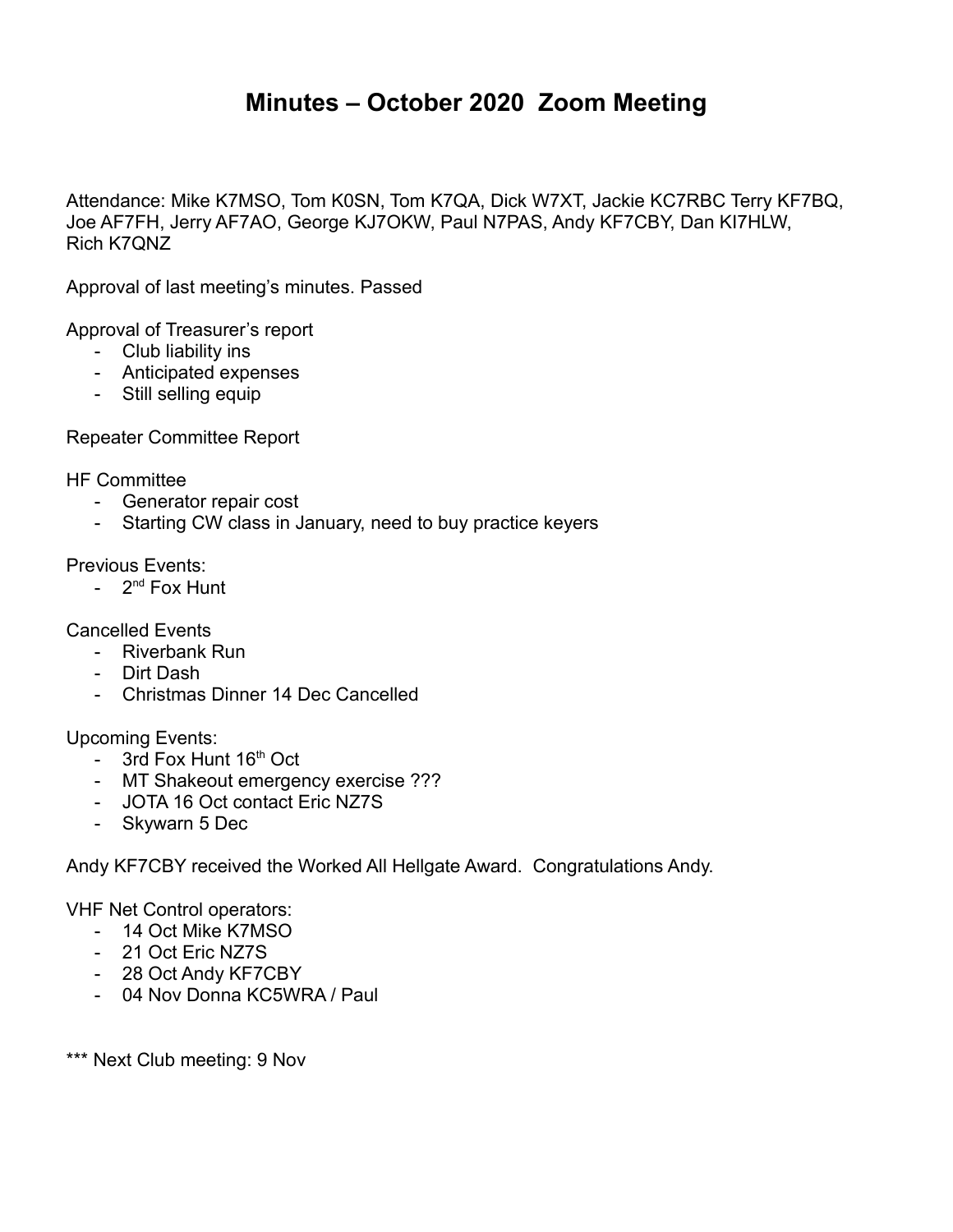# Minutes – October 2020 Zoom Meeting

Attendance: Mike K7MSO, Tom K0SN, Tom K7QA, Dick W7XT, Jackie KC7RBC Terry KF7BQ, Joe AF7FH, Jerry AF7AO, George KJ7OKW, Paul N7PAS, Andy KF7CBY, Dan KI7HLW, Rich K7QNZ

Approval of last meeting's minutes. Passed

Approval of Treasurer's report

- Club liability ins
- Anticipated expenses
- Still selling equip

Repeater Committee Report

HF Committee

- Generator repair cost
- Starting CW class in January, need to buy practice keyers

Previous Events:

- 2nd Fox Hunt

Cancelled Events

- Riverbank Run
- Dirt Dash
- Christmas Dinner 14 Dec Cancelled

Upcoming Events:

- 3rd Fox Hunt 16th Oct
- MT Shakeout emergency exercise ???
- JOTA 16 Oct contact Eric NZ7S
- Skywarn 5 Dec

Andy KF7CBY received the Worked All Hellgate Award. Congratulations Andy.

VHF Net Control operators:

- 14 Oct Mike K7MSO
- 21 Oct Eric NZ7S
- 28 Oct Andy KF7CBY
- 04 Nov Donna KC5WRA / Paul

*** Next Club meeting: 9 Nov